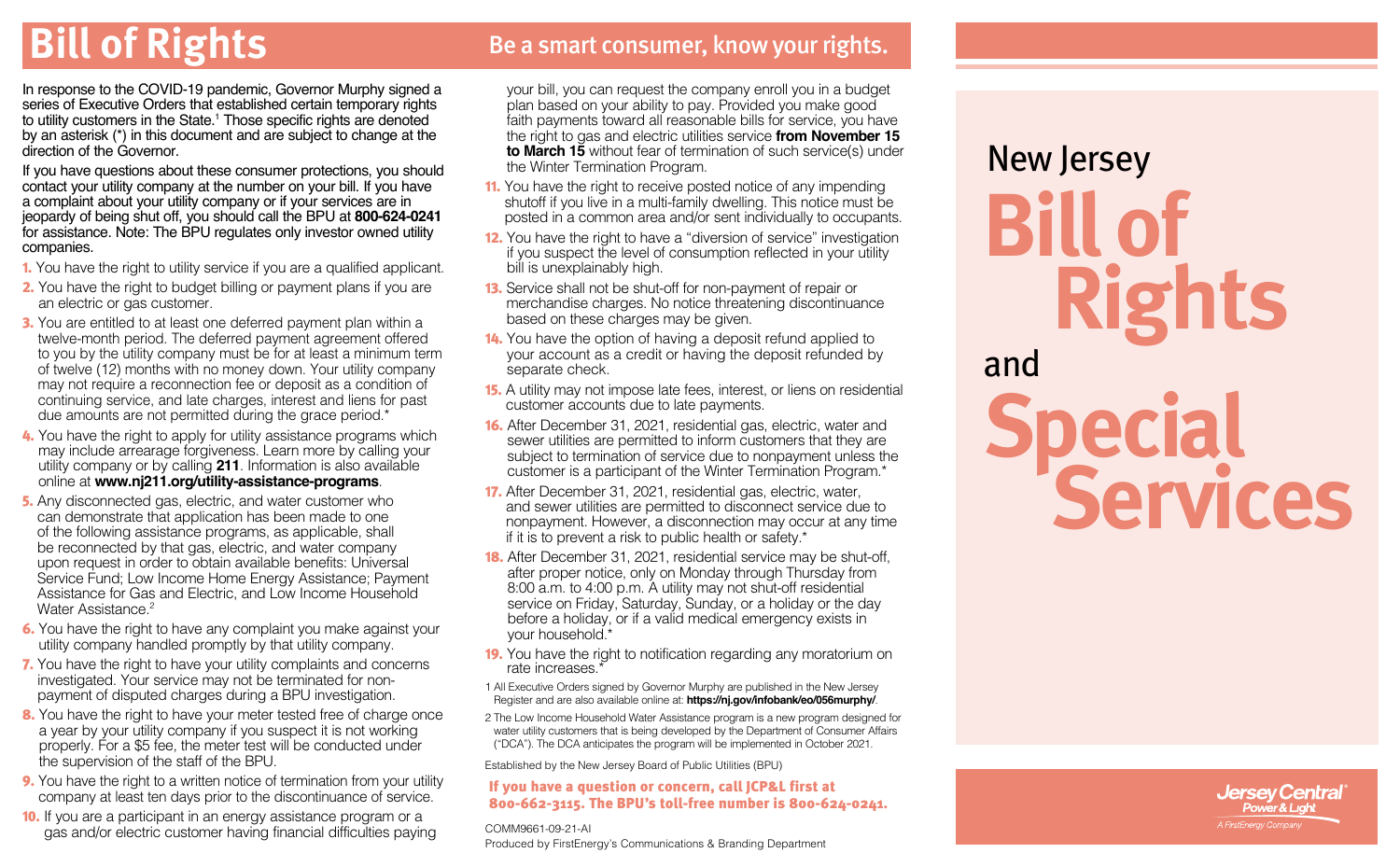# Bill of Rights

## Be a smart consumer, know your rights.

In response to the COVID-19 pandemic, Governor Murphy signed a series of Executive Orders that established certain temporary rights to utility customers in the State.[1] Those specific rights are denoted by an asterisk (*) in this document and are subject to change at the direction of the Governor.

If you have questions about these consumer protections, you should contact your utility company at the number on your bill. If you have a complaint about your utility company or if your services are in jeopardy of being shut off, you should call the BPU at **800-624-0241** for assistance. Note: The BPU regulates only investor owned utility companies.

1. You have the right to utility service if you are a qualified applicant.
2. You have the right to budget billing or payment plans if you are an electric or gas customer.
3. You are entitled to at least one deferred payment plan within a twelve-month period. The deferred payment agreement offered to you by the utility company must be for at least a minimum term of twelve (12) months with no money down. Your utility company may not require a reconnection fee or deposit as a condition of continuing service, and late charges, interest and liens for past due amounts are not permitted during the grace period.*
4. You have the right to apply for utility assistance programs which may include arrearage forgiveness. Learn more by calling your utility company or by calling **211**. Information is also available online at **www.nj211.org/utility-assistance-programs**.
5. Any disconnected gas, electric, and water customer who can demonstrate that application has been made to one of the following assistance programs, as applicable, shall be reconnected by that gas, electric, and water company upon request in order to obtain available benefits: Universal Service Fund; Low Income Home Energy Assistance; Payment Assistance for Gas and Electric, and Low Income Household Water Assistance.[2]
6. You have the right to have any complaint you make against your utility company handled promptly by that utility company.
7. You have the right to have your utility complaints and concerns investigated. Your service may not be terminated for non-payment of disputed charges during a BPU investigation.
8. You have the right to have your meter tested free of charge once a year by your utility company if you suspect it is not working properly. For a $5 fee, the meter test will be conducted under the supervision of the staff of the BPU.
9. You have the right to a written notice of termination from your utility company at least ten days prior to the discontinuance of service.
10. If you are a participant in an energy assistance program or a gas and/or electric customer having financial difficulties paying your bill, you can request the company enroll you in a budget plan based on your ability to pay. Provided you make good faith payments toward all reasonable bills for service, you have the right to gas and electric utilities service **from November 15 to March 15** without fear of termination of such service(s) under the Winter Termination Program.
11. You have the right to receive posted notice of any impending shutoff if you live in a multi-family dwelling. This notice must be posted in a common area and/or sent individually to occupants.
12. You have the right to have a "diversion of service" investigation if you suspect the level of consumption reflected in your utility bill is unexplainably high.
13. Service shall not be shut-off for non-payment of repair or merchandise charges. No notice threatening discontinuance based on these charges may be given.
14. You have the option of having a deposit refund applied to your account as a credit or having the deposit refunded by separate check.
15. A utility may not impose late fees, interest, or liens on residential customer accounts due to late payments.
16. After December 31, 2021, residential gas, electric, water and sewer utilities are permitted to inform customers that they are subject to termination of service due to nonpayment unless the customer is a participant of the Winter Termination Program.*
17. After December 31, 2021, residential gas, electric, water, and sewer utilities are permitted to disconnect service due to nonpayment. However, a disconnection may occur at any time if it is to prevent a risk to public health or safety.*
18. After December 31, 2021, residential service may be shut-off, after proper notice, only on Monday through Thursday from 8:00 a.m. to 4:00 p.m. A utility may not shut-off residential service on Friday, Saturday, Sunday, or a holiday or the day before a holiday, or if a valid medical emergency exists in your household.*
19. You have the right to notification regarding any moratorium on rate increases.*

1 All Executive Orders signed by Governor Murphy are published in the New Jersey Register and are also available online at: **https://nj.gov/infobank/eo/056murphy/**.

2 The Low Income Household Water Assistance program is a new program designed for water utility customers that is being developed by the Department of Consumer Affairs ("DCA"). The DCA anticipates the program will be implemented in October 2021.

Established by the New Jersey Board of Public Utilities (BPU)

**If you have a question or concern, call JCP&L first at 800-662-3115. The BPU's toll-free number is 800-624-0241.**

COMM9661-09-21-AI
Produced by FirstEnergy's Communications & Branding Department

# New Jersey Bill of Rights and Special Services

Jersey Central Power & Light
A FirstEnergy Company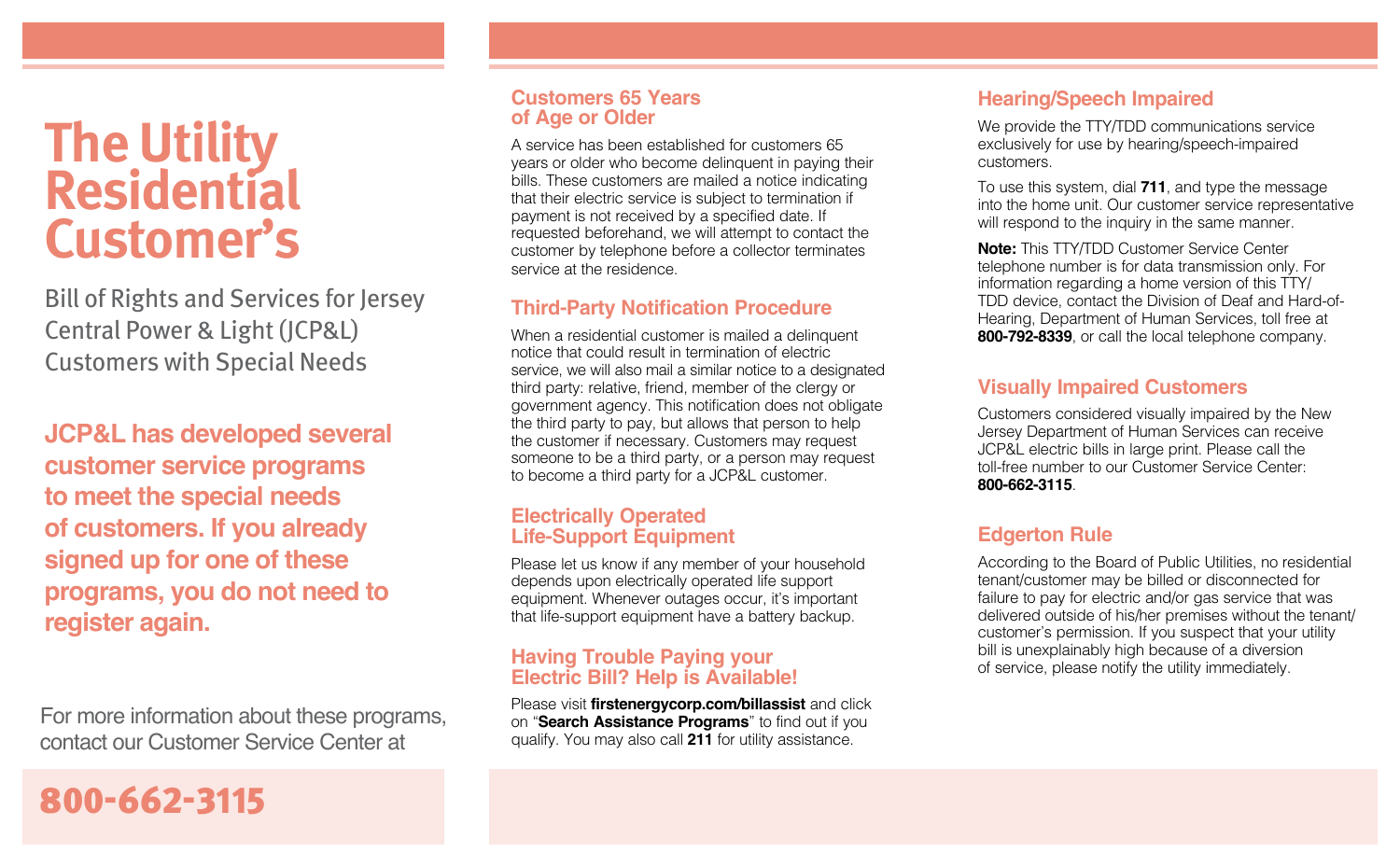# The Utility Residential Customer's

Bill of Rights and Services for Jersey Central Power & Light (JCP&L) Customers with Special Needs

**JCP&L has developed several customer service programs to meet the special needs of customers. If you already signed up for one of these programs, you do not need to register again.**

For more information about these programs, contact our Customer Service Center at

**800-662-3115**

## Customers 65 Years of Age or Older

A service has been established for customers 65 years or older who become delinquent in paying their bills. These customers are mailed a notice indicating that their electric service is subject to termination if payment is not received by a specified date. If requested beforehand, we will attempt to contact the customer by telephone before a collector terminates service at the residence.

## Third-Party Notification Procedure

When a residential customer is mailed a delinquent notice that could result in termination of electric service, we will also mail a similar notice to a designated third party: relative, friend, member of the clergy or government agency. This notification does not obligate the third party to pay, but allows that person to help the customer if necessary. Customers may request someone to be a third party, or a person may request to become a third party for a JCP&L customer.

## Electrically Operated Life-Support Equipment

Please let us know if any member of your household depends upon electrically operated life support equipment. Whenever outages occur, it's important that life-support equipment have a battery backup.

## Having Trouble Paying your Electric Bill? Help is Available!

Please visit **firstenergycorp.com/billassist** and click on "**Search Assistance Programs**" to find out if you qualify. You may also call **211** for utility assistance.

## Hearing/Speech Impaired

We provide the TTY/TDD communications service exclusively for use by hearing/speech-impaired customers.

To use this system, dial **711**, and type the message into the home unit. Our customer service representative will respond to the inquiry in the same manner.

**Note:** This TTY/TDD Customer Service Center telephone number is for data transmission only. For information regarding a home version of this TTY/TDD device, contact the Division of Deaf and Hard-of-Hearing, Department of Human Services, toll free at **800-792-8339**, or call the local telephone company.

## Visually Impaired Customers

Customers considered visually impaired by the New Jersey Department of Human Services can receive JCP&L electric bills in large print. Please call the toll-free number to our Customer Service Center: **800-662-3115**.

## Edgerton Rule

According to the Board of Public Utilities, no residential tenant/customer may be billed or disconnected for failure to pay for electric and/or gas service that was delivered outside of his/her premises without the tenant/customer's permission. If you suspect that your utility bill is unexplainably high because of a diversion of service, please notify the utility immediately.